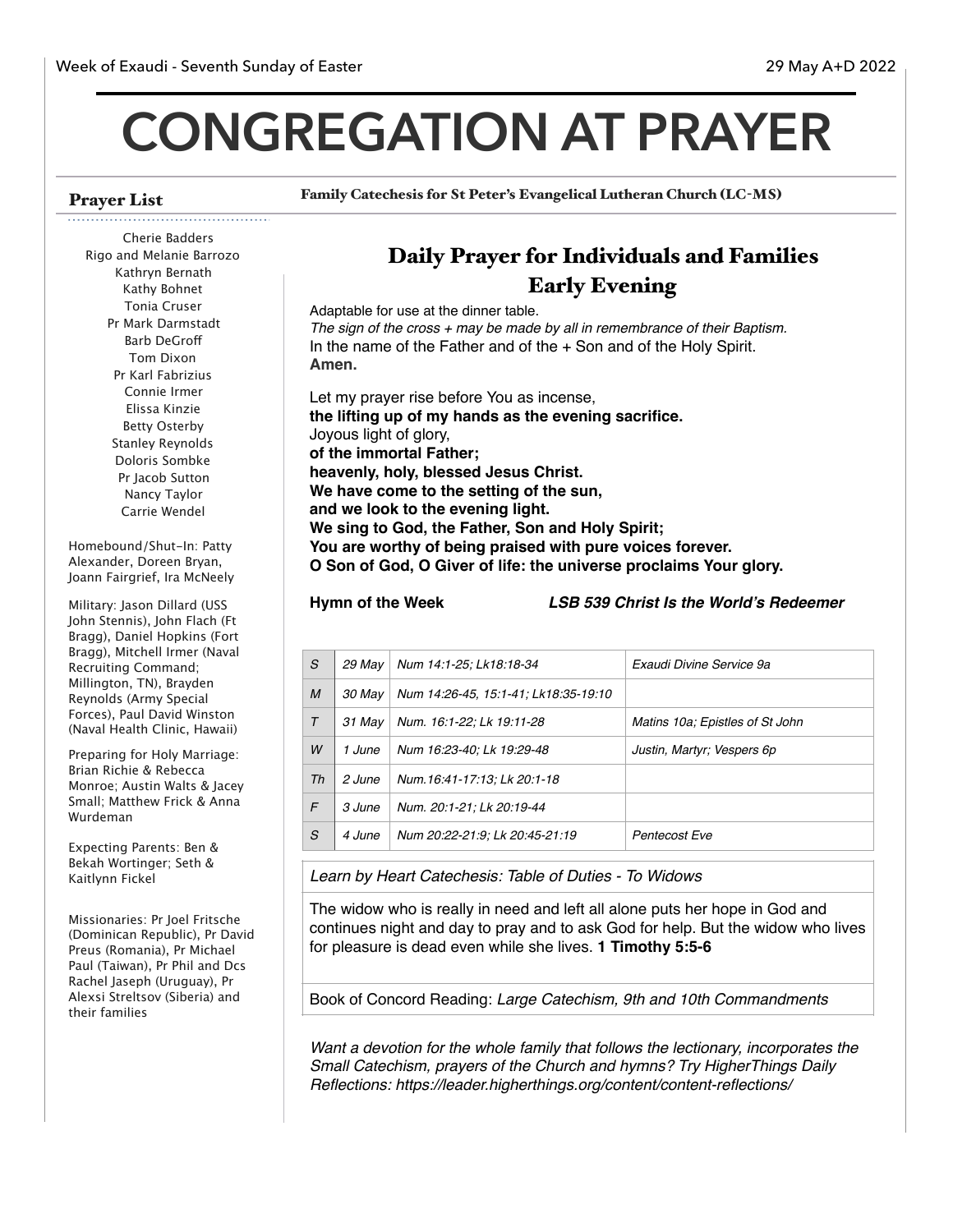Week of Exaudi - Seventh Sunday of Easter

29 May A+D 2022

# CONGREGATION AT PRAYER

**Family Catechesis for St Peter's Evangelical Lutheran Church (LC-MS)**

## Prayer List

Cherie Badders
Rigo and Melanie Barrozo
Kathryn Bernath
Kathy Bohnet
Tonia Cruser
Pr Mark Darmstadt
Barb DeGroff
Tom Dixon
Pr Karl Fabrizius
Connie Irmer
Elissa Kinzie
Betty Osterby
Stanley Reynolds
Doloris Sombke
Pr Jacob Sutton
Nancy Taylor
Carrie Wendel

Homebound/Shut-In: Patty Alexander, Doreen Bryan, Joann Fairgrief, Ira McNeely

Military: Jason Dillard (USS John Stennis), John Flach (Ft Bragg), Daniel Hopkins (Fort Bragg), Mitchell Irmer (Naval Recruiting Command; Millington, TN), Brayden Reynolds (Army Special Forces), Paul David Winston (Naval Health Clinic, Hawaii)

Preparing for Holy Marriage: Brian Richie & Rebecca Monroe; Austin Walts & Jacey Small; Matthew Frick & Anna Wurdeman

Expecting Parents: Ben & Bekah Wortinger; Seth & Kaitlynn Fickel

Missionaries: Pr Joel Fritsche (Dominican Republic), Pr David Preus (Romania), Pr Michael Paul (Taiwan), Pr Phil and Dcs Rachel Jaseph (Uruguay), Pr Alexsi Streltsov (Siberia) and their families

## Daily Prayer for Individuals and Families
## Early Evening

Adaptable for use at the dinner table.
*The sign of the cross + may be made by all in remembrance of their Baptism.*
In the name of the Father and of the + Son and of the Holy Spirit.
**Amen.**

Let my prayer rise before You as incense,
**the lifting up of my hands as the evening sacrifice.**
Joyous light of glory,
**of the immortal Father;**
**heavenly, holy, blessed Jesus Christ.**
**We have come to the setting of the sun,**
**and we look to the evening light.**
**We sing to God, the Father, Son and Holy Spirit;**
**You are worthy of being praised with pure voices forever.**
**O Son of God, O Giver of life: the universe proclaims Your glory.**

**Hymn of the Week** ***LSB 539 Christ Is the World's Redeemer***

| | | | |
|---|---|---|---|
| *S* | *29 May* | *Num 14:1-25; Lk18:18-34* | *Exaudi Divine Service 9a* |
| *M* | *30 May* | *Num 14:26-45, 15:1-41; Lk18:35-19:10* | |
| *T* | *31 May* | *Num. 16:1-22; Lk 19:11-28* | *Matins 10a; Epistles of St John* |
| *W* | *1 June* | *Num 16:23-40; Lk 19:29-48* | *Justin, Martyr; Vespers 6p* |
| *Th* | *2 June* | *Num.16:41-17:13; Lk 20:1-18* | |
| *F* | *3 June* | *Num. 20:1-21; Lk 20:19-44* | |
| *S* | *4 June* | *Num 20:22-21:9; Lk 20:45-21:19* | *Pentecost Eve* |

*Learn by Heart Catechesis: Table of Duties - To Widows*

The widow who is really in need and left all alone puts her hope in God and continues night and day to pray and to ask God for help. But the widow who lives for pleasure is dead even while she lives. **1 Timothy 5:5-6**

Book of Concord Reading: *Large Catechism, 9th and 10th Commandments*

*Want a devotion for the whole family that follows the lectionary, incorporates the Small Catechism, prayers of the Church and hymns? Try HigherThings Daily Reflections: https://leader.higherthings.org/content/content-reflections/*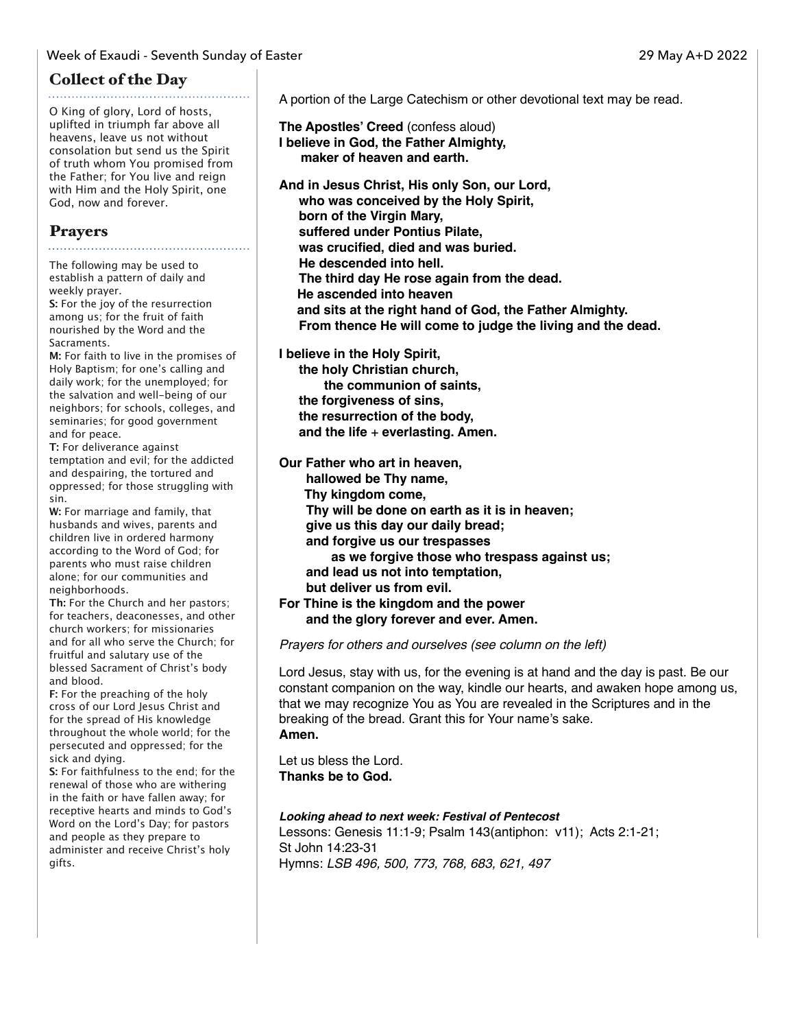## Collect of the Day

O King of glory, Lord of hosts, uplifted in triumph far above all heavens, leave us not without consolation but send us the Spirit of truth whom You promised from the Father; for You live and reign with Him and the Holy Spirit, one God, now and forever.

## Prayers

The following may be used to establish a pattern of daily and weekly prayer.

**S:** For the joy of the resurrection among us; for the fruit of faith nourished by the Word and the Sacraments.

**M:** For faith to live in the promises of Holy Baptism; for one's calling and daily work; for the unemployed; for the salvation and well-being of our neighbors; for schools, colleges, and seminaries; for good government and for peace.

**T:** For deliverance against temptation and evil; for the addicted and despairing, the tortured and oppressed; for those struggling with sin.

**W:** For marriage and family, that husbands and wives, parents and children live in ordered harmony according to the Word of God; for parents who must raise children alone; for our communities and neighborhoods.

**Th:** For the Church and her pastors; for teachers, deaconesses, and other church workers; for missionaries and for all who serve the Church; for fruitful and salutary use of the blessed Sacrament of Christ's body and blood.

**F:** For the preaching of the holy cross of our Lord Jesus Christ and for the spread of His knowledge throughout the whole world; for the persecuted and oppressed; for the sick and dying.

**S:** For faithfulness to the end; for the renewal of those who are withering in the faith or have fallen away; for receptive hearts and minds to God's Word on the Lord's Day; for pastors and people as they prepare to administer and receive Christ's holy gifts.

A portion of the Large Catechism or other devotional text may be read.

**The Apostles' Creed** (confess aloud)
**I believe in God, the Father Almighty,**
**maker of heaven and earth.**

**And in Jesus Christ, His only Son, our Lord,**
**who was conceived by the Holy Spirit,**
**born of the Virgin Mary,**
**suffered under Pontius Pilate,**
**was crucified, died and was buried.**
**He descended into hell.**
**The third day He rose again from the dead.**
**He ascended into heaven**
**and sits at the right hand of God, the Father Almighty.**
**From thence He will come to judge the living and the dead.**

**I believe in the Holy Spirit,**
**the holy Christian church,**
**the communion of saints,**
**the forgiveness of sins,**
**the resurrection of the body,**
**and the life + everlasting. Amen.**

**Our Father who art in heaven,**
**hallowed be Thy name,**
**Thy kingdom come,**
**Thy will be done on earth as it is in heaven;**
**give us this day our daily bread;**
**and forgive us our trespasses**
**as we forgive those who trespass against us;**
**and lead us not into temptation,**
**but deliver us from evil.**
**For Thine is the kingdom and the power**
**and the glory forever and ever. Amen.**

*Prayers for others and ourselves (see column on the left)*

Lord Jesus, stay with us, for the evening is at hand and the day is past. Be our constant companion on the way, kindle our hearts, and awaken hope among us, that we may recognize You as You are revealed in the Scriptures and in the breaking of the bread. Grant this for Your name's sake.
**Amen.**

Let us bless the Lord.
**Thanks be to God.**

***Looking ahead to next week: Festival of Pentecost***
Lessons: Genesis 11:1-9; Psalm 143(antiphon: v11); Acts 2:1-21; St John 14:23-31
Hymns: *LSB 496, 500, 773, 768, 683, 621, 497*